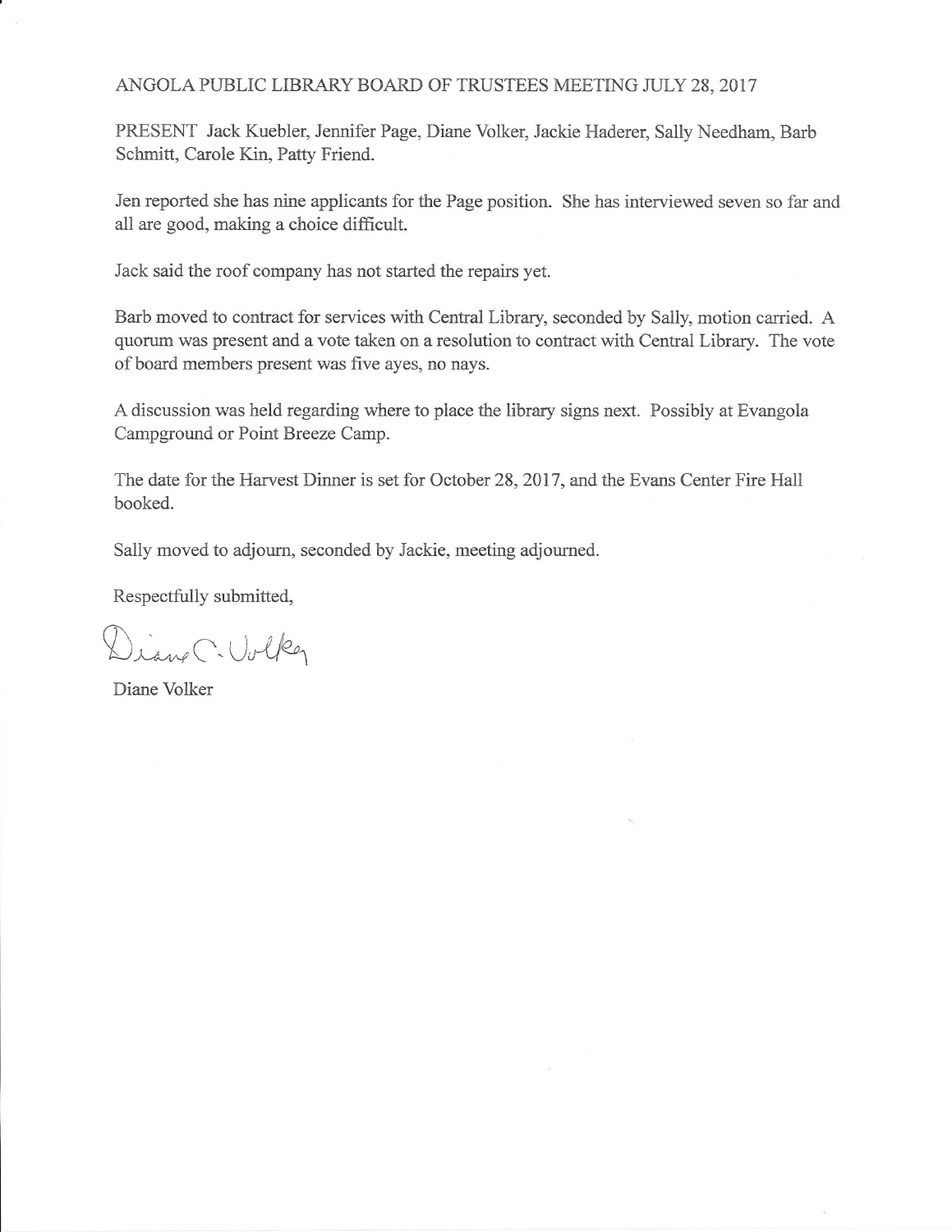# ANGOLA PUBLIC LIBRARY BOARD OF TRUSTEES MEETING JULY 28, 2017

PRESENT Jack Kuebler, Jennifer Page, Diane Volker, Jackie Haderer, Sally Needham, Barb Schmitt, Carole Kin, Patty Friend.

Jen reported she has nine applicants for the Page position. She has interviewed seven so far and all are good, making a choice difficult.

Jack said the roof company has not started the repairs yet.

Barb moved to contract for services with Central Library, seconded by Sally, motion carried. A quorum was present and a vote taken on a resolution to contract with Central Library. The vote of board members present was five ayes, no nays.

A discussion was held regarding where to place the library signs next. Possibly at Evangola Campground or Point Breeze Camp.

The date for the Harvest Dinner is set for October 28, 2017, and the Evans Center Fire Hall booked.

Sally moved to adjourn, seconded by Jackie, meeting adjourned.

Respectfully submitted,

Diane C. Volker

Diane Volker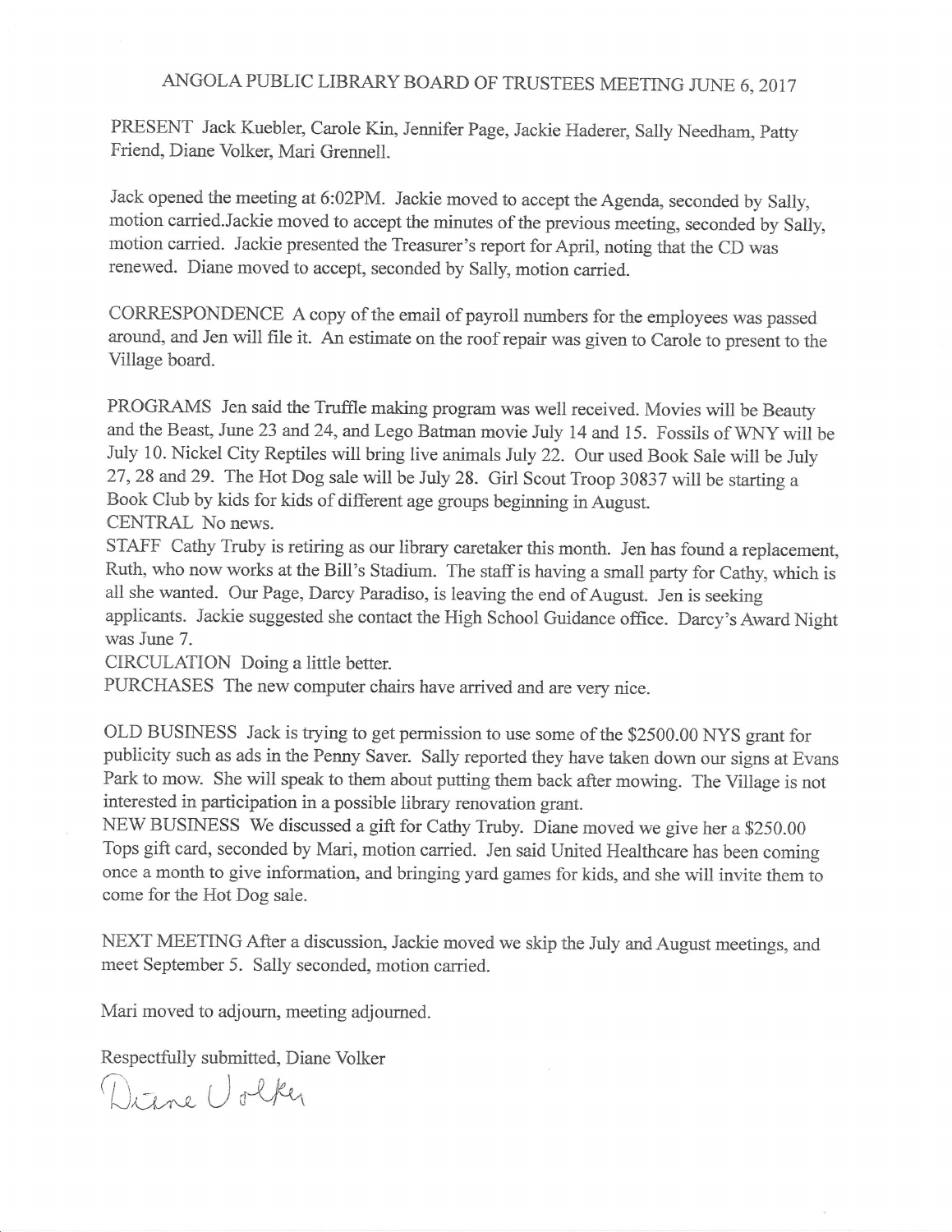# ANGOLA PUBLIC LIBRARY BOARD OF TRUSTEES MEETING JUNE 6, 2017

PRESENT Jack Kuebler, Carole Kin, Jennifer Page, Jackie Haderer, Sally Needham, Patty Friend, Diane Volker, Mari Grennell.

Jack opened the meeting at 6:02PM. Jackie moved to accept the Agenda, seconded by Sally, motion carried.Jackie moved to accept the minutes of the previous meeting, seconded by Sally, motion carried. Jackie presented the Treasurer's report for April, noting that the CD was renewed. Diane moved to accept, seconded by Sally, motion carried.

CORRESPONDENCE A copy of the email of payroll numbers for the employees was passed around, and Jen will file it. An estimate on the roof repair was given to Carole to present to the Village board.

PROGRAMS Jen said the Truffle making program was well received. Movies will be Beauty and the Beast, June 23 and 24, and Lego Batman movie July 14 and 15. Fossils of WNY will be July 10. Nickel City Reptiles will bring live animals July 22. Our used Book Sale will be July 27, 28 and 29. The Hot Dog sale will be July 28. Girl Scout Troop 30837 will be starting a Book Club by kids for kids of different age groups beginning in August.

CENTRAL No news.

STAFF Cathy Truby is retiring as our library caretaker this month. Jen has found a replacement, Ruth, who now works at the Bill's Stadium. The staff is having a small party for Cathy, which is all she wanted. Our Page, Darcy Paradiso, is leaving the end of August. Jen is seeking applicants. Jackie suggested she contact the High School Guidance office. Darcy's Award Night was June 7.

CIRCULATION Doing a little better.

PURCHASES The new computer chairs have arrived and are very nice.

OLD BUSINESS Jack is trying to get permission to use some of the $2500.00 NYS grant for publicity such as ads in the Penny Saver. Sally reported they have taken down our signs at Evans Park to mow. She will speak to them about putting them back after mowing. The Village is not interested in participation in a possible library renovation grant.

NEW BUSINESS We discussed a gift for Cathy Truby. Diane moved we give her a $250.00 Tops gift card, seconded by Mari, motion carried. Jen said United Healthcare has been coming once a month to give information, and bringing yard games for kids, and she will invite them to come for the Hot Dog sale.

NEXT MEETING After a discussion, Jackie moved we skip the July and August meetings, and meet September 5. Sally seconded, motion carried.

Mari moved to adjourn, meeting adjourned.

Respectfully submitted, Diane Volker

Diane Volker